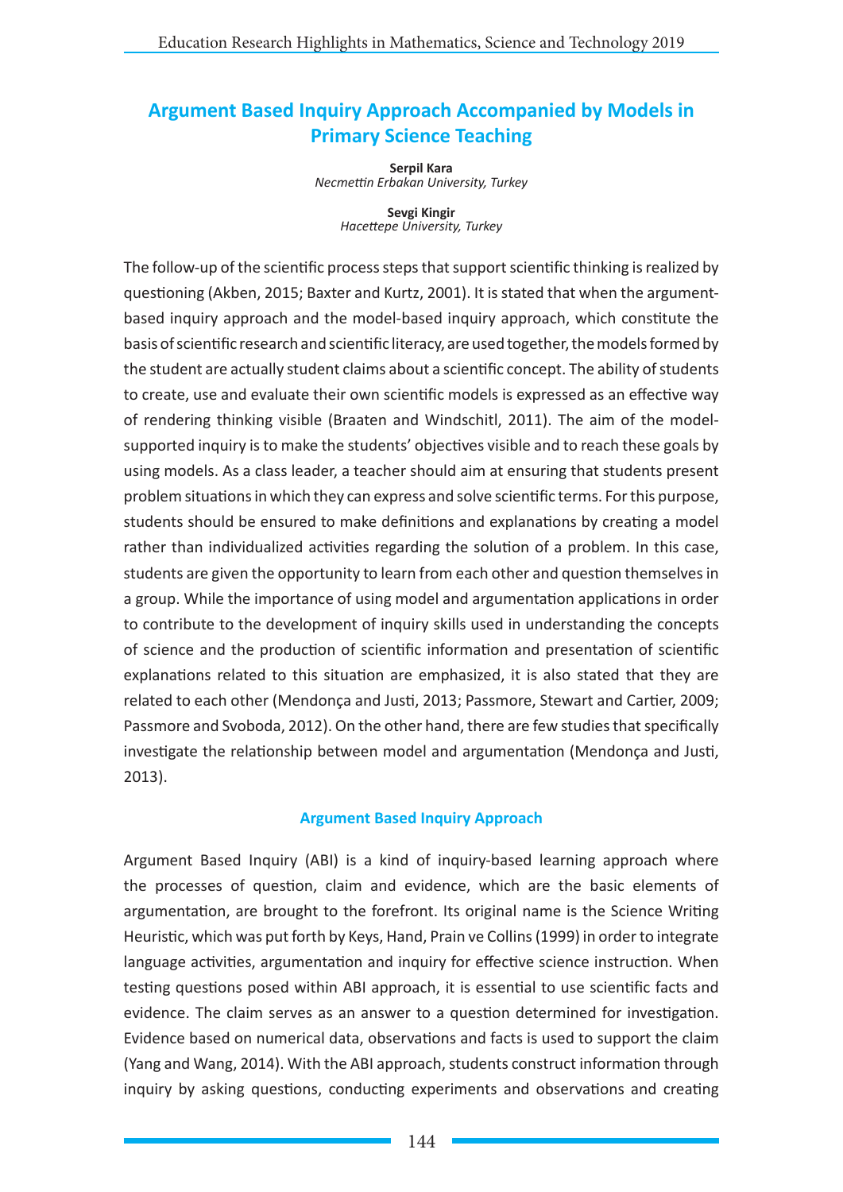# Argument Based Inquiry Approach Accompanied by Models in Primary Science Teaching

**Serpil Kara**
*Necmettin Erbakan University, Turkey*

**Sevgi Kingir**
*Hacettepe University, Turkey*

The follow-up of the scientific process steps that support scientific thinking is realized by questioning (Akben, 2015; Baxter and Kurtz, 2001). It is stated that when the argument-based inquiry approach and the model-based inquiry approach, which constitute the basis of scientific research and scientific literacy, are used together, the models formed by the student are actually student claims about a scientific concept. The ability of students to create, use and evaluate their own scientific models is expressed as an effective way of rendering thinking visible (Braaten and Windschitl, 2011). The aim of the model-supported inquiry is to make the students' objectives visible and to reach these goals by using models. As a class leader, a teacher should aim at ensuring that students present problem situations in which they can express and solve scientific terms. For this purpose, students should be ensured to make definitions and explanations by creating a model rather than individualized activities regarding the solution of a problem. In this case, students are given the opportunity to learn from each other and question themselves in a group. While the importance of using model and argumentation applications in order to contribute to the development of inquiry skills used in understanding the concepts of science and the production of scientific information and presentation of scientific explanations related to this situation are emphasized, it is also stated that they are related to each other (Mendonça and Justi, 2013; Passmore, Stewart and Cartier, 2009; Passmore and Svoboda, 2012). On the other hand, there are few studies that specifically investigate the relationship between model and argumentation (Mendonça and Justi, 2013).

## Argument Based Inquiry Approach

Argument Based Inquiry (ABI) is a kind of inquiry-based learning approach where the processes of question, claim and evidence, which are the basic elements of argumentation, are brought to the forefront. Its original name is the Science Writing Heuristic, which was put forth by Keys, Hand, Prain ve Collins (1999) in order to integrate language activities, argumentation and inquiry for effective science instruction. When testing questions posed within ABI approach, it is essential to use scientific facts and evidence. The claim serves as an answer to a question determined for investigation. Evidence based on numerical data, observations and facts is used to support the claim (Yang and Wang, 2014). With the ABI approach, students construct information through inquiry by asking questions, conducting experiments and observations and creating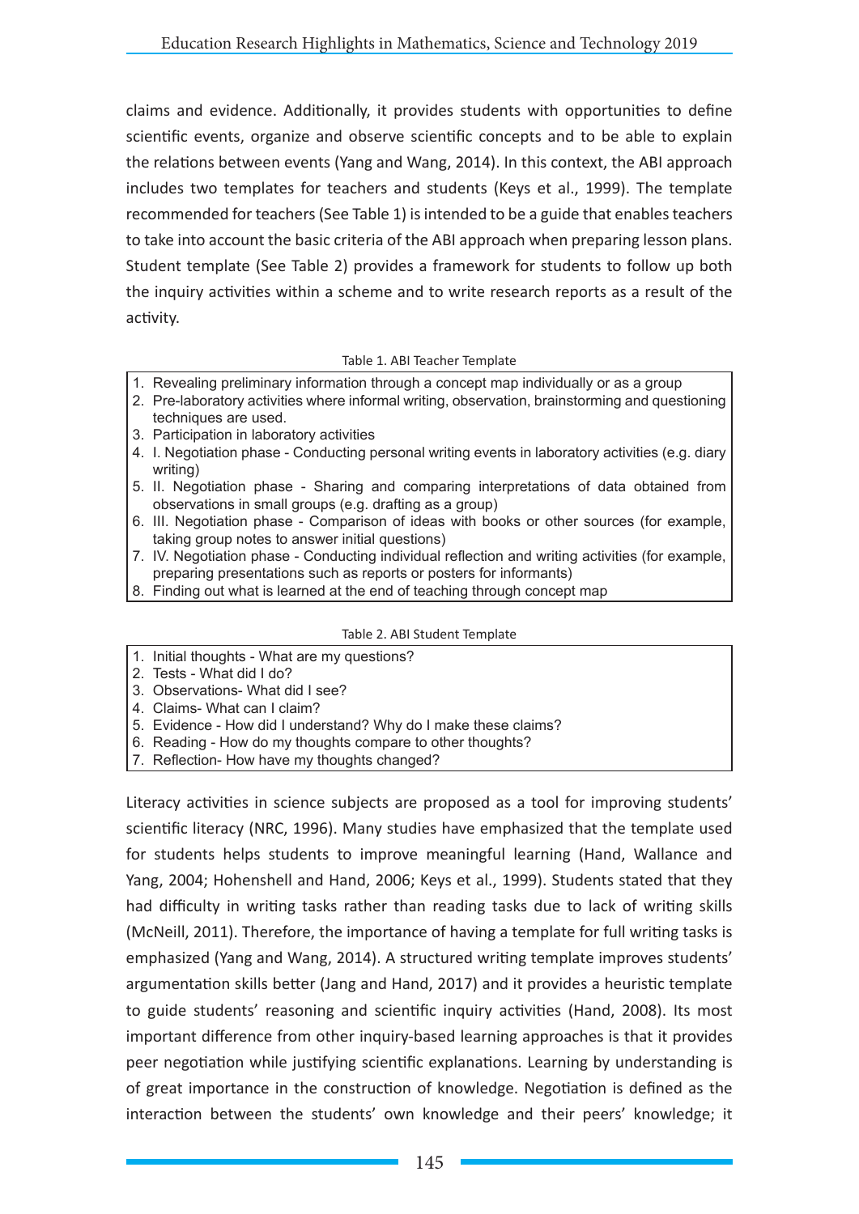claims and evidence. Additionally, it provides students with opportunities to define scientific events, organize and observe scientific concepts and to be able to explain the relations between events (Yang and Wang, 2014). In this context, the ABI approach includes two templates for teachers and students (Keys et al., 1999). The template recommended for teachers (See Table 1) is intended to be a guide that enables teachers to take into account the basic criteria of the ABI approach when preparing lesson plans. Student template (See Table 2) provides a framework for students to follow up both the inquiry activities within a scheme and to write research reports as a result of the activity.

Table 1. ABI Teacher Template

| |
|---|
| 1. Revealing preliminary information through a concept map individually or as a group |
| 2. Pre-laboratory activities where informal writing, observation, brainstorming and questioning techniques are used. |
| 3. Participation in laboratory activities |
| 4. I. Negotiation phase - Conducting personal writing events in laboratory activities (e.g. diary writing) |
| 5. II. Negotiation phase - Sharing and comparing interpretations of data obtained from observations in small groups (e.g. drafting as a group) |
| 6. III. Negotiation phase - Comparison of ideas with books or other sources (for example, taking group notes to answer initial questions) |
| 7. IV. Negotiation phase - Conducting individual reflection and writing activities (for example, preparing presentations such as reports or posters for informants) |
| 8. Finding out what is learned at the end of teaching through concept map |

Table 2. ABI Student Template

| |
|---|
| 1. Initial thoughts - What are my questions? |
| 2. Tests - What did I do? |
| 3. Observations- What did I see? |
| 4. Claims- What can I claim? |
| 5. Evidence - How did I understand? Why do I make these claims? |
| 6. Reading - How do my thoughts compare to other thoughts? |
| 7. Reflection- How have my thoughts changed? |

Literacy activities in science subjects are proposed as a tool for improving students' scientific literacy (NRC, 1996). Many studies have emphasized that the template used for students helps students to improve meaningful learning (Hand, Wallance and Yang, 2004; Hohenshell and Hand, 2006; Keys et al., 1999). Students stated that they had difficulty in writing tasks rather than reading tasks due to lack of writing skills (McNeill, 2011). Therefore, the importance of having a template for full writing tasks is emphasized (Yang and Wang, 2014). A structured writing template improves students' argumentation skills better (Jang and Hand, 2017) and it provides a heuristic template to guide students' reasoning and scientific inquiry activities (Hand, 2008). Its most important difference from other inquiry-based learning approaches is that it provides peer negotiation while justifying scientific explanations. Learning by understanding is of great importance in the construction of knowledge. Negotiation is defined as the interaction between the students' own knowledge and their peers' knowledge; it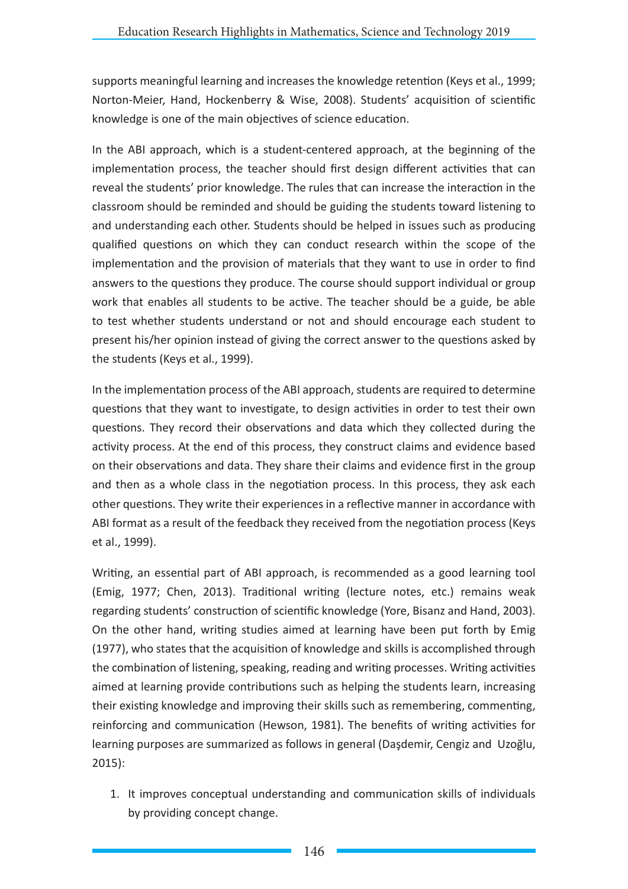supports meaningful learning and increases the knowledge retention (Keys et al., 1999; Norton-Meier, Hand, Hockenberry & Wise, 2008). Students' acquisition of scientific knowledge is one of the main objectives of science education.

In the ABI approach, which is a student-centered approach, at the beginning of the implementation process, the teacher should first design different activities that can reveal the students' prior knowledge. The rules that can increase the interaction in the classroom should be reminded and should be guiding the students toward listening to and understanding each other. Students should be helped in issues such as producing qualified questions on which they can conduct research within the scope of the implementation and the provision of materials that they want to use in order to find answers to the questions they produce. The course should support individual or group work that enables all students to be active. The teacher should be a guide, be able to test whether students understand or not and should encourage each student to present his/her opinion instead of giving the correct answer to the questions asked by the students (Keys et al., 1999).

In the implementation process of the ABI approach, students are required to determine questions that they want to investigate, to design activities in order to test their own questions. They record their observations and data which they collected during the activity process. At the end of this process, they construct claims and evidence based on their observations and data. They share their claims and evidence first in the group and then as a whole class in the negotiation process. In this process, they ask each other questions. They write their experiences in a reflective manner in accordance with ABI format as a result of the feedback they received from the negotiation process (Keys et al., 1999).

Writing, an essential part of ABI approach, is recommended as a good learning tool (Emig, 1977; Chen, 2013). Traditional writing (lecture notes, etc.) remains weak regarding students' construction of scientific knowledge (Yore, Bisanz and Hand, 2003). On the other hand, writing studies aimed at learning have been put forth by Emig (1977), who states that the acquisition of knowledge and skills is accomplished through the combination of listening, speaking, reading and writing processes. Writing activities aimed at learning provide contributions such as helping the students learn, increasing their existing knowledge and improving their skills such as remembering, commenting, reinforcing and communication (Hewson, 1981). The benefits of writing activities for learning purposes are summarized as follows in general (Daşdemir, Cengiz and Uzoğlu, 2015):

1. It improves conceptual understanding and communication skills of individuals by providing concept change.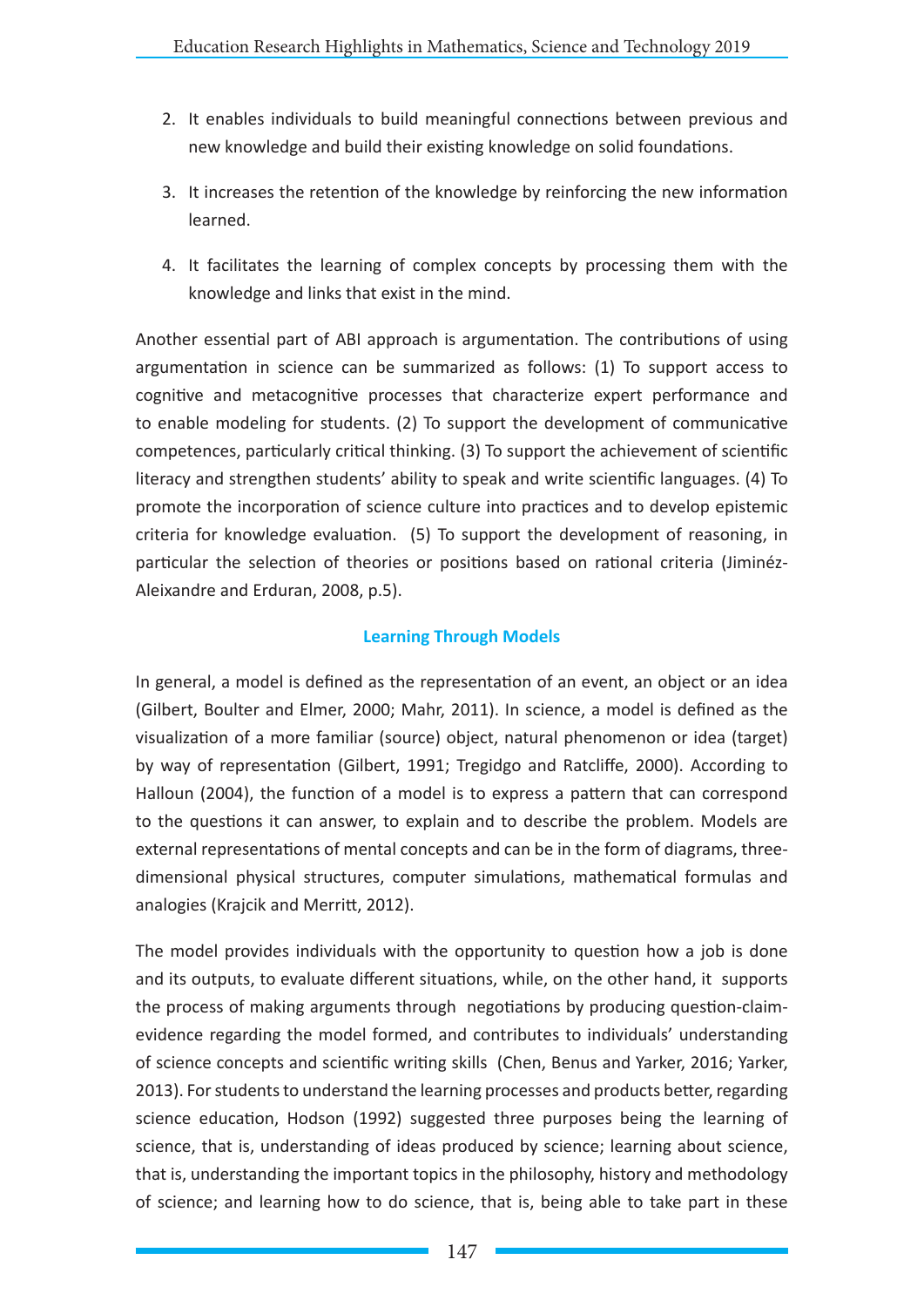2. It enables individuals to build meaningful connections between previous and new knowledge and build their existing knowledge on solid foundations.
3. It increases the retention of the knowledge by reinforcing the new information learned.
4. It facilitates the learning of complex concepts by processing them with the knowledge and links that exist in the mind.

Another essential part of ABI approach is argumentation. The contributions of using argumentation in science can be summarized as follows: (1) To support access to cognitive and metacognitive processes that characterize expert performance and to enable modeling for students. (2) To support the development of communicative competences, particularly critical thinking. (3) To support the achievement of scientific literacy and strengthen students' ability to speak and write scientific languages. (4) To promote the incorporation of science culture into practices and to develop epistemic criteria for knowledge evaluation. (5) To support the development of reasoning, in particular the selection of theories or positions based on rational criteria (Jiminéz-Aleixandre and Erduran, 2008, p.5).

## Learning Through Models

In general, a model is defined as the representation of an event, an object or an idea (Gilbert, Boulter and Elmer, 2000; Mahr, 2011). In science, a model is defined as the visualization of a more familiar (source) object, natural phenomenon or idea (target) by way of representation (Gilbert, 1991; Tregidgo and Ratcliffe, 2000). According to Halloun (2004), the function of a model is to express a pattern that can correspond to the questions it can answer, to explain and to describe the problem. Models are external representations of mental concepts and can be in the form of diagrams, three-dimensional physical structures, computer simulations, mathematical formulas and analogies (Krajcik and Merritt, 2012).

The model provides individuals with the opportunity to question how a job is done and its outputs, to evaluate different situations, while, on the other hand, it supports the process of making arguments through negotiations by producing question-claim-evidence regarding the model formed, and contributes to individuals' understanding of science concepts and scientific writing skills (Chen, Benus and Yarker, 2016; Yarker, 2013). For students to understand the learning processes and products better, regarding science education, Hodson (1992) suggested three purposes being the learning of science, that is, understanding of ideas produced by science; learning about science, that is, understanding the important topics in the philosophy, history and methodology of science; and learning how to do science, that is, being able to take part in these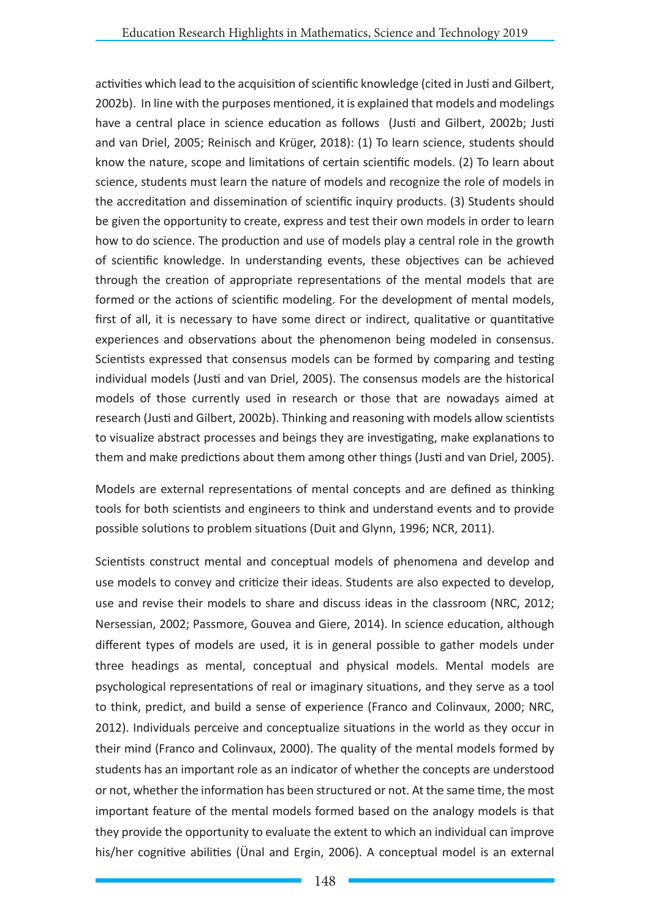activities which lead to the acquisition of scientific knowledge (cited in Justi and Gilbert, 2002b). In line with the purposes mentioned, it is explained that models and modelings have a central place in science education as follows (Justi and Gilbert, 2002b; Justi and van Driel, 2005; Reinisch and Krüger, 2018): (1) To learn science, students should know the nature, scope and limitations of certain scientific models. (2) To learn about science, students must learn the nature of models and recognize the role of models in the accreditation and dissemination of scientific inquiry products. (3) Students should be given the opportunity to create, express and test their own models in order to learn how to do science. The production and use of models play a central role in the growth of scientific knowledge. In understanding events, these objectives can be achieved through the creation of appropriate representations of the mental models that are formed or the actions of scientific modeling. For the development of mental models, first of all, it is necessary to have some direct or indirect, qualitative or quantitative experiences and observations about the phenomenon being modeled in consensus. Scientists expressed that consensus models can be formed by comparing and testing individual models (Justi and van Driel, 2005). The consensus models are the historical models of those currently used in research or those that are nowadays aimed at research (Justi and Gilbert, 2002b). Thinking and reasoning with models allow scientists to visualize abstract processes and beings they are investigating, make explanations to them and make predictions about them among other things (Justi and van Driel, 2005).

Models are external representations of mental concepts and are defined as thinking tools for both scientists and engineers to think and understand events and to provide possible solutions to problem situations (Duit and Glynn, 1996; NCR, 2011).

Scientists construct mental and conceptual models of phenomena and develop and use models to convey and criticize their ideas. Students are also expected to develop, use and revise their models to share and discuss ideas in the classroom (NRC, 2012; Nersessian, 2002; Passmore, Gouvea and Giere, 2014). In science education, although different types of models are used, it is in general possible to gather models under three headings as mental, conceptual and physical models. Mental models are psychological representations of real or imaginary situations, and they serve as a tool to think, predict, and build a sense of experience (Franco and Colinvaux, 2000; NRC, 2012). Individuals perceive and conceptualize situations in the world as they occur in their mind (Franco and Colinvaux, 2000). The quality of the mental models formed by students has an important role as an indicator of whether the concepts are understood or not, whether the information has been structured or not. At the same time, the most important feature of the mental models formed based on the analogy models is that they provide the opportunity to evaluate the extent to which an individual can improve his/her cognitive abilities (Ünal and Ergin, 2006). A conceptual model is an external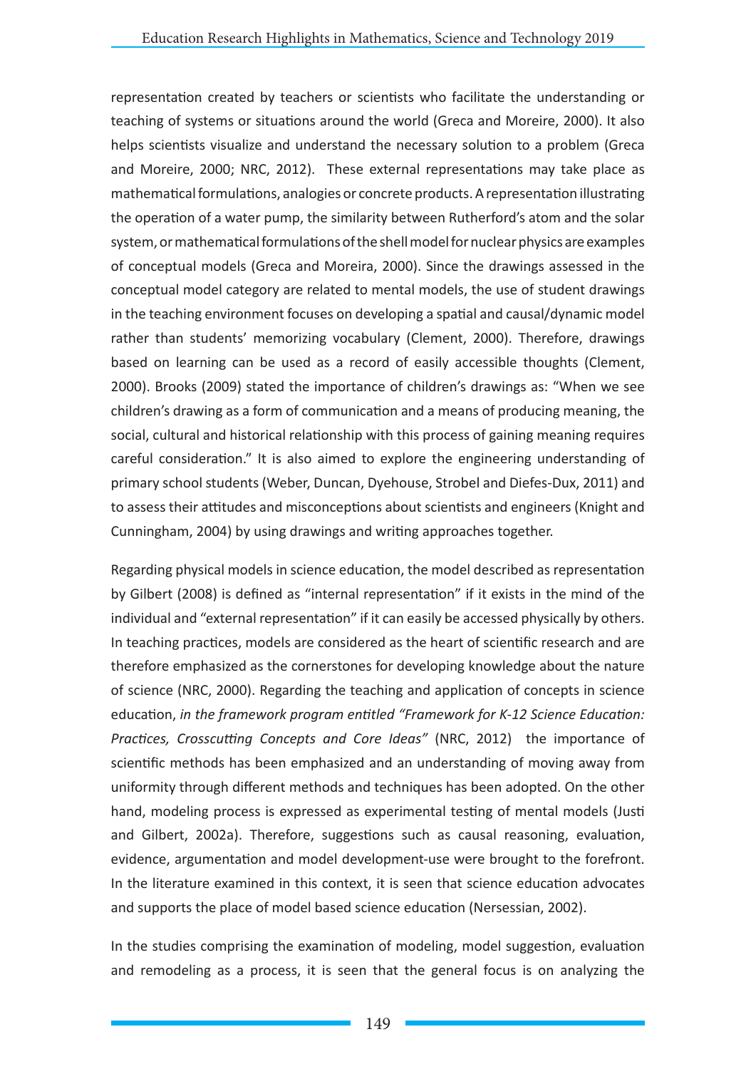representation created by teachers or scientists who facilitate the understanding or teaching of systems or situations around the world (Greca and Moreire, 2000). It also helps scientists visualize and understand the necessary solution to a problem (Greca and Moreire, 2000; NRC, 2012). These external representations may take place as mathematical formulations, analogies or concrete products. A representation illustrating the operation of a water pump, the similarity between Rutherford's atom and the solar system, or mathematical formulations of the shell model for nuclear physics are examples of conceptual models (Greca and Moreira, 2000). Since the drawings assessed in the conceptual model category are related to mental models, the use of student drawings in the teaching environment focuses on developing a spatial and causal/dynamic model rather than students' memorizing vocabulary (Clement, 2000). Therefore, drawings based on learning can be used as a record of easily accessible thoughts (Clement, 2000). Brooks (2009) stated the importance of children's drawings as: "When we see children's drawing as a form of communication and a means of producing meaning, the social, cultural and historical relationship with this process of gaining meaning requires careful consideration." It is also aimed to explore the engineering understanding of primary school students (Weber, Duncan, Dyehouse, Strobel and Diefes-Dux, 2011) and to assess their attitudes and misconceptions about scientists and engineers (Knight and Cunningham, 2004) by using drawings and writing approaches together.

Regarding physical models in science education, the model described as representation by Gilbert (2008) is defined as "internal representation" if it exists in the mind of the individual and "external representation" if it can easily be accessed physically by others. In teaching practices, models are considered as the heart of scientific research and are therefore emphasized as the cornerstones for developing knowledge about the nature of science (NRC, 2000). Regarding the teaching and application of concepts in science education, *in the framework program entitled "Framework for K-12 Science Education: Practices, Crosscutting Concepts and Core Ideas"* (NRC, 2012) the importance of scientific methods has been emphasized and an understanding of moving away from uniformity through different methods and techniques has been adopted. On the other hand, modeling process is expressed as experimental testing of mental models (Justi and Gilbert, 2002a). Therefore, suggestions such as causal reasoning, evaluation, evidence, argumentation and model development-use were brought to the forefront. In the literature examined in this context, it is seen that science education advocates and supports the place of model based science education (Nersessian, 2002).

In the studies comprising the examination of modeling, model suggestion, evaluation and remodeling as a process, it is seen that the general focus is on analyzing the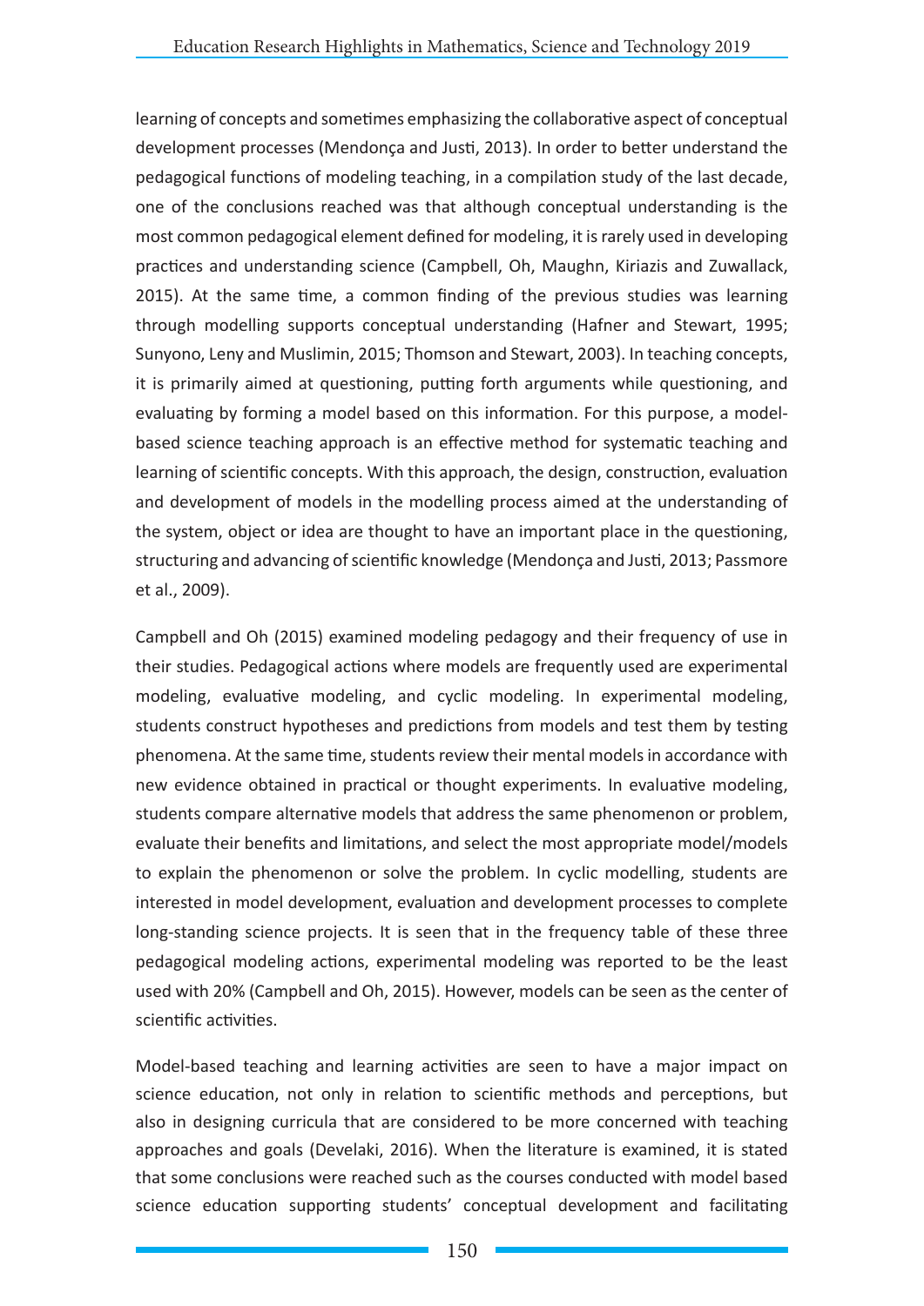learning of concepts and sometimes emphasizing the collaborative aspect of conceptual development processes (Mendonça and Justi, 2013). In order to better understand the pedagogical functions of modeling teaching, in a compilation study of the last decade, one of the conclusions reached was that although conceptual understanding is the most common pedagogical element defined for modeling, it is rarely used in developing practices and understanding science (Campbell, Oh, Maughn, Kiriazis and Zuwallack, 2015). At the same time, a common finding of the previous studies was learning through modelling supports conceptual understanding (Hafner and Stewart, 1995; Sunyono, Leny and Muslimin, 2015; Thomson and Stewart, 2003). In teaching concepts, it is primarily aimed at questioning, putting forth arguments while questioning, and evaluating by forming a model based on this information. For this purpose, a model-based science teaching approach is an effective method for systematic teaching and learning of scientific concepts. With this approach, the design, construction, evaluation and development of models in the modelling process aimed at the understanding of the system, object or idea are thought to have an important place in the questioning, structuring and advancing of scientific knowledge (Mendonça and Justi, 2013; Passmore et al., 2009).

Campbell and Oh (2015) examined modeling pedagogy and their frequency of use in their studies. Pedagogical actions where models are frequently used are experimental modeling, evaluative modeling, and cyclic modeling. In experimental modeling, students construct hypotheses and predictions from models and test them by testing phenomena. At the same time, students review their mental models in accordance with new evidence obtained in practical or thought experiments. In evaluative modeling, students compare alternative models that address the same phenomenon or problem, evaluate their benefits and limitations, and select the most appropriate model/models to explain the phenomenon or solve the problem. In cyclic modelling, students are interested in model development, evaluation and development processes to complete long-standing science projects. It is seen that in the frequency table of these three pedagogical modeling actions, experimental modeling was reported to be the least used with 20% (Campbell and Oh, 2015). However, models can be seen as the center of scientific activities.

Model-based teaching and learning activities are seen to have a major impact on science education, not only in relation to scientific methods and perceptions, but also in designing curricula that are considered to be more concerned with teaching approaches and goals (Develaki, 2016). When the literature is examined, it is stated that some conclusions were reached such as the courses conducted with model based science education supporting students' conceptual development and facilitating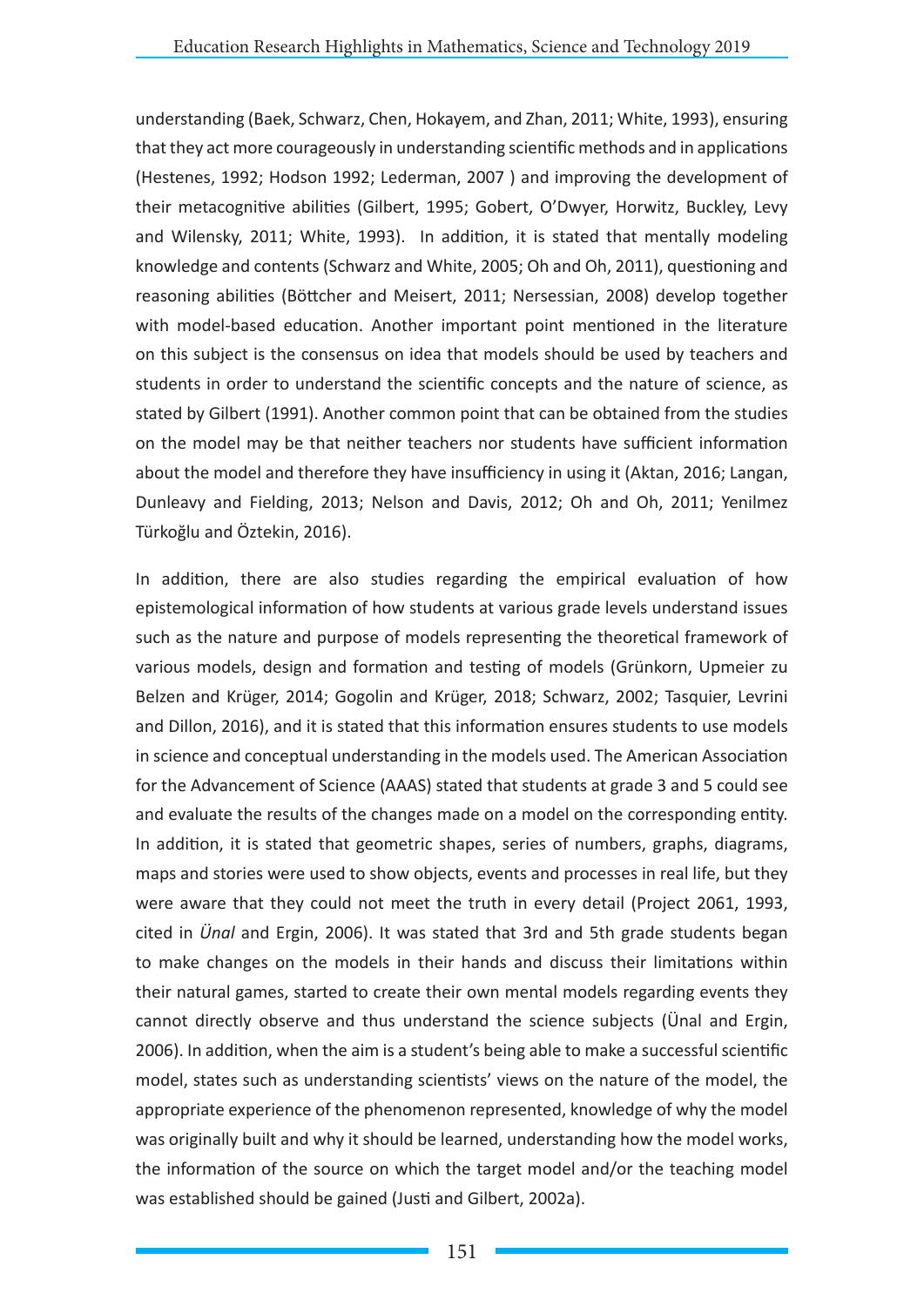understanding (Baek, Schwarz, Chen, Hokayem, and Zhan, 2011; White, 1993), ensuring that they act more courageously in understanding scientific methods and in applications (Hestenes, 1992; Hodson 1992; Lederman, 2007 ) and improving the development of their metacognitive abilities (Gilbert, 1995; Gobert, O'Dwyer, Horwitz, Buckley, Levy and Wilensky, 2011; White, 1993). In addition, it is stated that mentally modeling knowledge and contents (Schwarz and White, 2005; Oh and Oh, 2011), questioning and reasoning abilities (Böttcher and Meisert, 2011; Nersessian, 2008) develop together with model-based education. Another important point mentioned in the literature on this subject is the consensus on idea that models should be used by teachers and students in order to understand the scientific concepts and the nature of science, as stated by Gilbert (1991). Another common point that can be obtained from the studies on the model may be that neither teachers nor students have sufficient information about the model and therefore they have insufficiency in using it (Aktan, 2016; Langan, Dunleavy and Fielding, 2013; Nelson and Davis, 2012; Oh and Oh, 2011; Yenilmez Türkoğlu and Öztekin, 2016).

In addition, there are also studies regarding the empirical evaluation of how epistemological information of how students at various grade levels understand issues such as the nature and purpose of models representing the theoretical framework of various models, design and formation and testing of models (Grünkorn, Upmeier zu Belzen and Krüger, 2014; Gogolin and Krüger, 2018; Schwarz, 2002; Tasquier, Levrini and Dillon, 2016), and it is stated that this information ensures students to use models in science and conceptual understanding in the models used. The American Association for the Advancement of Science (AAAS) stated that students at grade 3 and 5 could see and evaluate the results of the changes made on a model on the corresponding entity. In addition, it is stated that geometric shapes, series of numbers, graphs, diagrams, maps and stories were used to show objects, events and processes in real life, but they were aware that they could not meet the truth in every detail (Project 2061, 1993, cited in *Ünal* and Ergin, 2006). It was stated that 3rd and 5th grade students began to make changes on the models in their hands and discuss their limitations within their natural games, started to create their own mental models regarding events they cannot directly observe and thus understand the science subjects (Ünal and Ergin, 2006). In addition, when the aim is a student's being able to make a successful scientific model, states such as understanding scientists' views on the nature of the model, the appropriate experience of the phenomenon represented, knowledge of why the model was originally built and why it should be learned, understanding how the model works, the information of the source on which the target model and/or the teaching model was established should be gained (Justi and Gilbert, 2002a).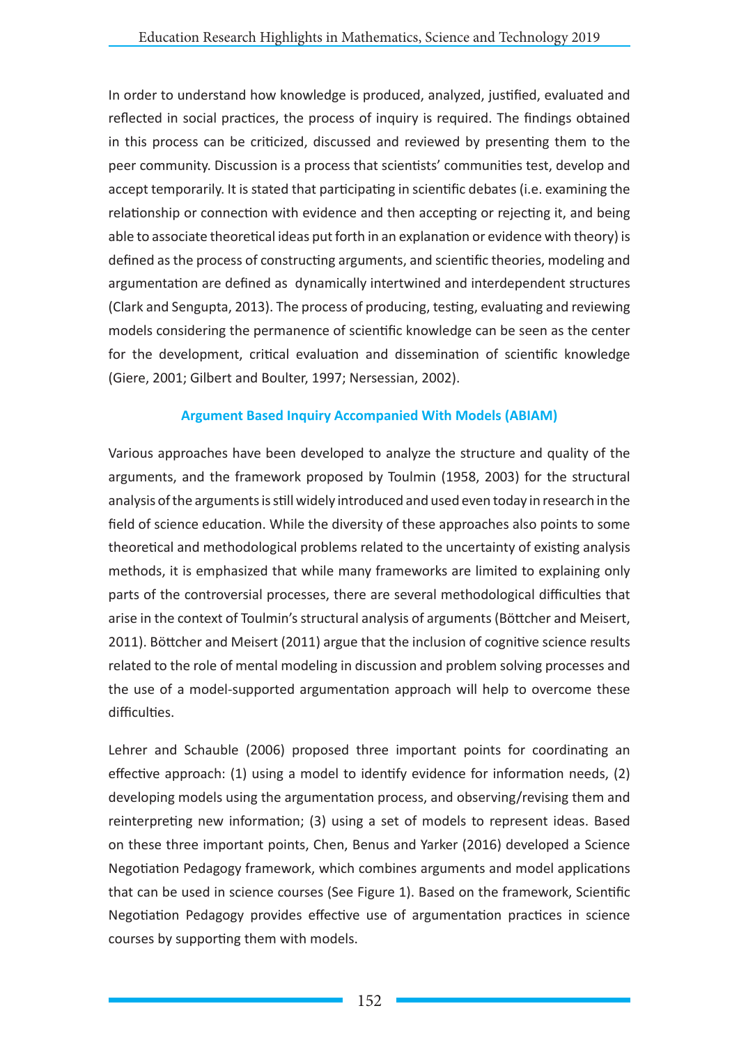In order to understand how knowledge is produced, analyzed, justified, evaluated and reflected in social practices, the process of inquiry is required. The findings obtained in this process can be criticized, discussed and reviewed by presenting them to the peer community. Discussion is a process that scientists' communities test, develop and accept temporarily. It is stated that participating in scientific debates (i.e. examining the relationship or connection with evidence and then accepting or rejecting it, and being able to associate theoretical ideas put forth in an explanation or evidence with theory) is defined as the process of constructing arguments, and scientific theories, modeling and argumentation are defined as dynamically intertwined and interdependent structures (Clark and Sengupta, 2013). The process of producing, testing, evaluating and reviewing models considering the permanence of scientific knowledge can be seen as the center for the development, critical evaluation and dissemination of scientific knowledge (Giere, 2001; Gilbert and Boulter, 1997; Nersessian, 2002).

## Argument Based Inquiry Accompanied With Models (ABIAM)

Various approaches have been developed to analyze the structure and quality of the arguments, and the framework proposed by Toulmin (1958, 2003) for the structural analysis of the arguments is still widely introduced and used even today in research in the field of science education. While the diversity of these approaches also points to some theoretical and methodological problems related to the uncertainty of existing analysis methods, it is emphasized that while many frameworks are limited to explaining only parts of the controversial processes, there are several methodological difficulties that arise in the context of Toulmin's structural analysis of arguments (Böttcher and Meisert, 2011). Böttcher and Meisert (2011) argue that the inclusion of cognitive science results related to the role of mental modeling in discussion and problem solving processes and the use of a model-supported argumentation approach will help to overcome these difficulties.

Lehrer and Schauble (2006) proposed three important points for coordinating an effective approach: (1) using a model to identify evidence for information needs, (2) developing models using the argumentation process, and observing/revising them and reinterpreting new information; (3) using a set of models to represent ideas. Based on these three important points, Chen, Benus and Yarker (2016) developed a Science Negotiation Pedagogy framework, which combines arguments and model applications that can be used in science courses (See Figure 1). Based on the framework, Scientific Negotiation Pedagogy provides effective use of argumentation practices in science courses by supporting them with models.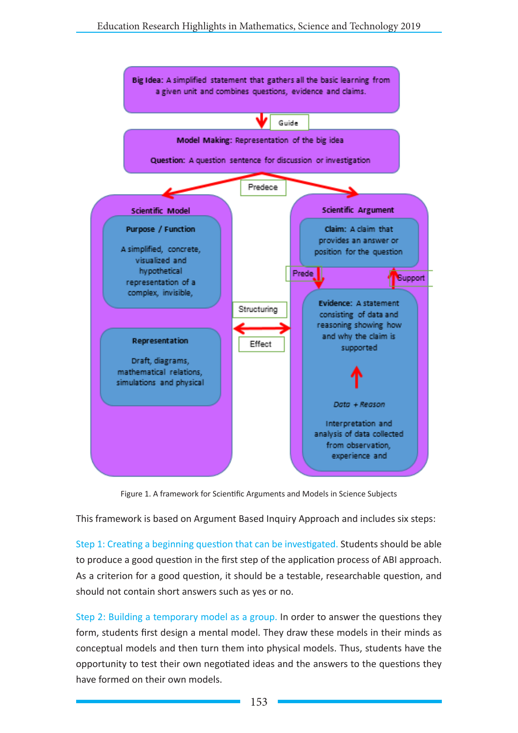Big Idea: A simplified statement that gathers all the basic learning from a given unit and combines questions, evidence and claims.

Guide

Model Making: Representation of the big idea

Question: A question sentence for discussion or investigation

Predece

Scientific Model

Purpose / Function

A simplified, concrete, visualized and hypothetical representation of a complex, invisible,

Representation

Draft, diagrams, mathematical relations, simulations and physical

Structuring

Effect

Scientific Argument

Claim: A claim that provides an answer or position for the question

Prede

Support

Evidence: A statement consisting of data and reasoning showing how and why the claim is supported

*Data + Reason*

Interpretation and analysis of data collected from observation, experience and

Figure 1. A framework for Scientific Arguments and Models in Science Subjects

This framework is based on Argument Based Inquiry Approach and includes six steps:

Step 1: Creating a beginning question that can be investigated. Students should be able to produce a good question in the first step of the application process of ABI approach. As a criterion for a good question, it should be a testable, researchable question, and should not contain short answers such as yes or no.

Step 2: Building a temporary model as a group. In order to answer the questions they form, students first design a mental model. They draw these models in their minds as conceptual models and then turn them into physical models. Thus, students have the opportunity to test their own negotiated ideas and the answers to the questions they have formed on their own models.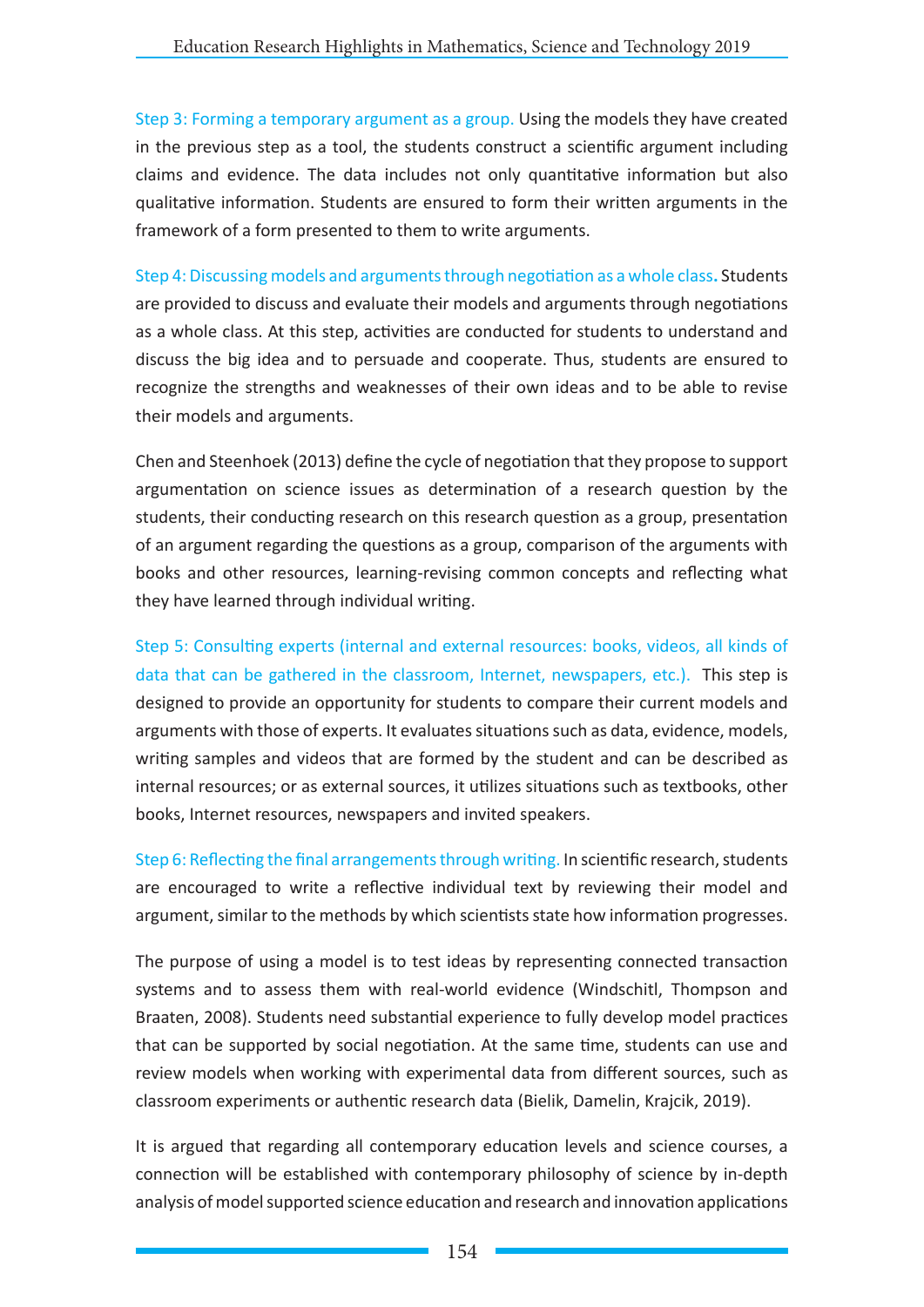Step 3: Forming a temporary argument as a group. Using the models they have created in the previous step as a tool, the students construct a scientific argument including claims and evidence. The data includes not only quantitative information but also qualitative information. Students are ensured to form their written arguments in the framework of a form presented to them to write arguments.

Step 4: Discussing models and arguments through negotiation as a whole class**.** Students are provided to discuss and evaluate their models and arguments through negotiations as a whole class. At this step, activities are conducted for students to understand and discuss the big idea and to persuade and cooperate. Thus, students are ensured to recognize the strengths and weaknesses of their own ideas and to be able to revise their models and arguments.

Chen and Steenhoek (2013) define the cycle of negotiation that they propose to support argumentation on science issues as determination of a research question by the students, their conducting research on this research question as a group, presentation of an argument regarding the questions as a group, comparison of the arguments with books and other resources, learning-revising common concepts and reflecting what they have learned through individual writing.

Step 5: Consulting experts (internal and external resources: books, videos, all kinds of data that can be gathered in the classroom, Internet, newspapers, etc.). This step is designed to provide an opportunity for students to compare their current models and arguments with those of experts. It evaluates situations such as data, evidence, models, writing samples and videos that are formed by the student and can be described as internal resources; or as external sources, it utilizes situations such as textbooks, other books, Internet resources, newspapers and invited speakers.

Step 6: Reflecting the final arrangements through writing. In scientific research, students are encouraged to write a reflective individual text by reviewing their model and argument, similar to the methods by which scientists state how information progresses.

The purpose of using a model is to test ideas by representing connected transaction systems and to assess them with real-world evidence (Windschitl, Thompson and Braaten, 2008). Students need substantial experience to fully develop model practices that can be supported by social negotiation. At the same time, students can use and review models when working with experimental data from different sources, such as classroom experiments or authentic research data (Bielik, Damelin, Krajcik, 2019).

It is argued that regarding all contemporary education levels and science courses, a connection will be established with contemporary philosophy of science by in-depth analysis of model supported science education and research and innovation applications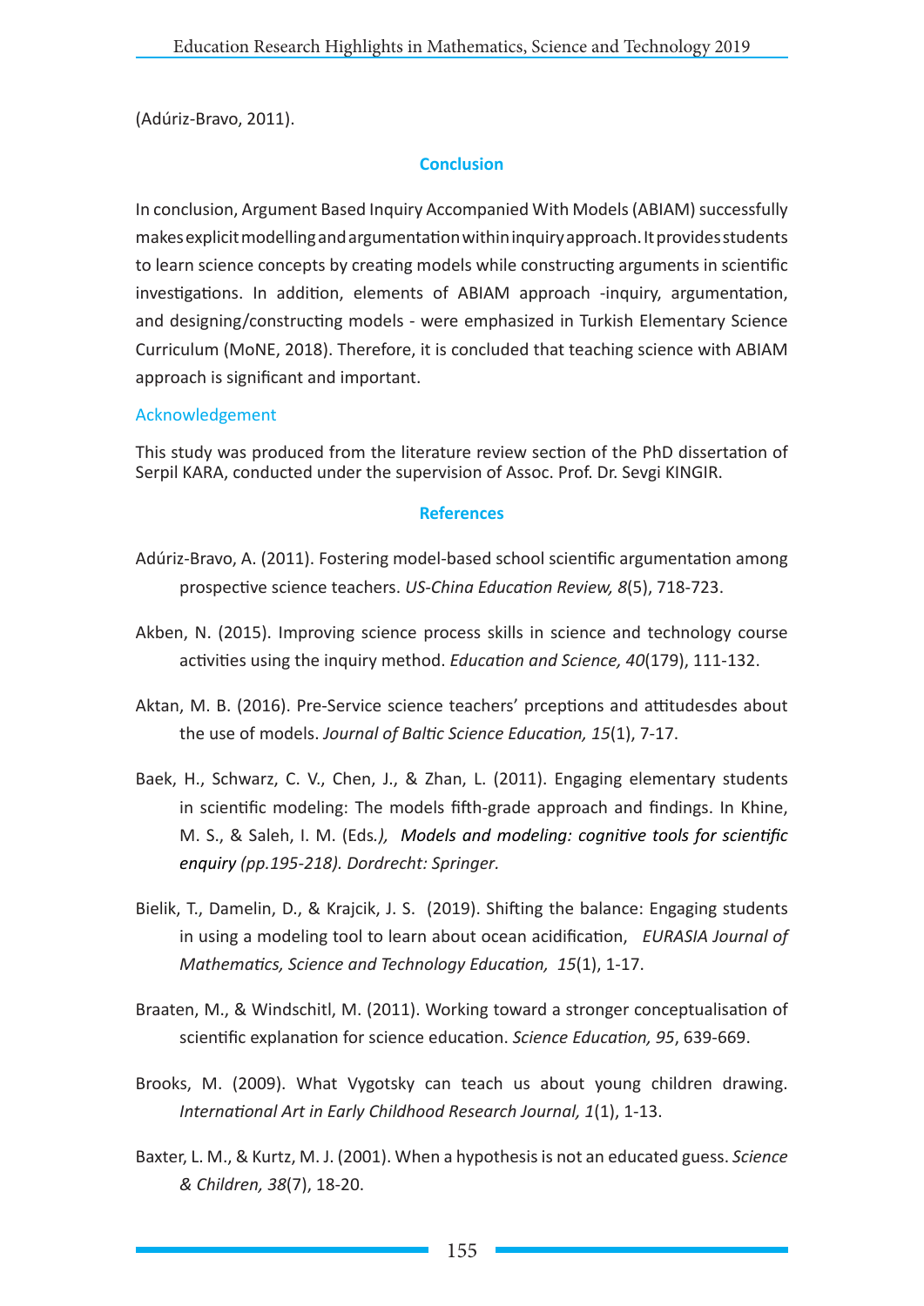(Adúriz-Bravo, 2011).

## Conclusion

In conclusion, Argument Based Inquiry Accompanied With Models (ABIAM) successfully makes explicit modelling and argumentation within inquiry approach. It provides students to learn science concepts by creating models while constructing arguments in scientific investigations. In addition, elements of ABIAM approach -inquiry, argumentation, and designing/constructing models - were emphasized in Turkish Elementary Science Curriculum (MoNE, 2018). Therefore, it is concluded that teaching science with ABIAM approach is significant and important.

### Acknowledgement

This study was produced from the literature review section of the PhD dissertation of Serpil KARA, conducted under the supervision of Assoc. Prof. Dr. Sevgi KINGIR.

## References

Adúriz-Bravo, A. (2011). Fostering model-based school scientific argumentation among prospective science teachers. *US-China Education Review, 8*(5), 718-723.

Akben, N. (2015). Improving science process skills in science and technology course activities using the inquiry method. *Education and Science, 40*(179), 111-132.

Aktan, M. B. (2016). Pre-Service science teachers' prceptions and attitudesdes about the use of models. *Journal of Baltic Science Education, 15*(1), 7-17.

Baek, H., Schwarz, C. V., Chen, J., & Zhan, L. (2011). Engaging elementary students in scientific modeling: The models fifth-grade approach and findings. In Khine, M. S., & Saleh, I. M. (Eds*.), Models and modeling: cognitive tools for scientific enquiry (pp.195-218). Dordrecht: Springer.*

Bielik, T., Damelin, D., & Krajcik, J. S. (2019). Shifting the balance: Engaging students in using a modeling tool to learn about ocean acidification, *EURASIA Journal of Mathematics, Science and Technology Education, 15*(1), 1-17.

Braaten, M., & Windschitl, M. (2011). Working toward a stronger conceptualisation of scientific explanation for science education. *Science Education, 95*, 639-669.

Brooks, M. (2009). What Vygotsky can teach us about young children drawing. *International Art in Early Childhood Research Journal, 1*(1), 1-13.

Baxter, L. M., & Kurtz, M. J. (2001). When a hypothesis is not an educated guess. *Science & Children, 38*(7), 18-20.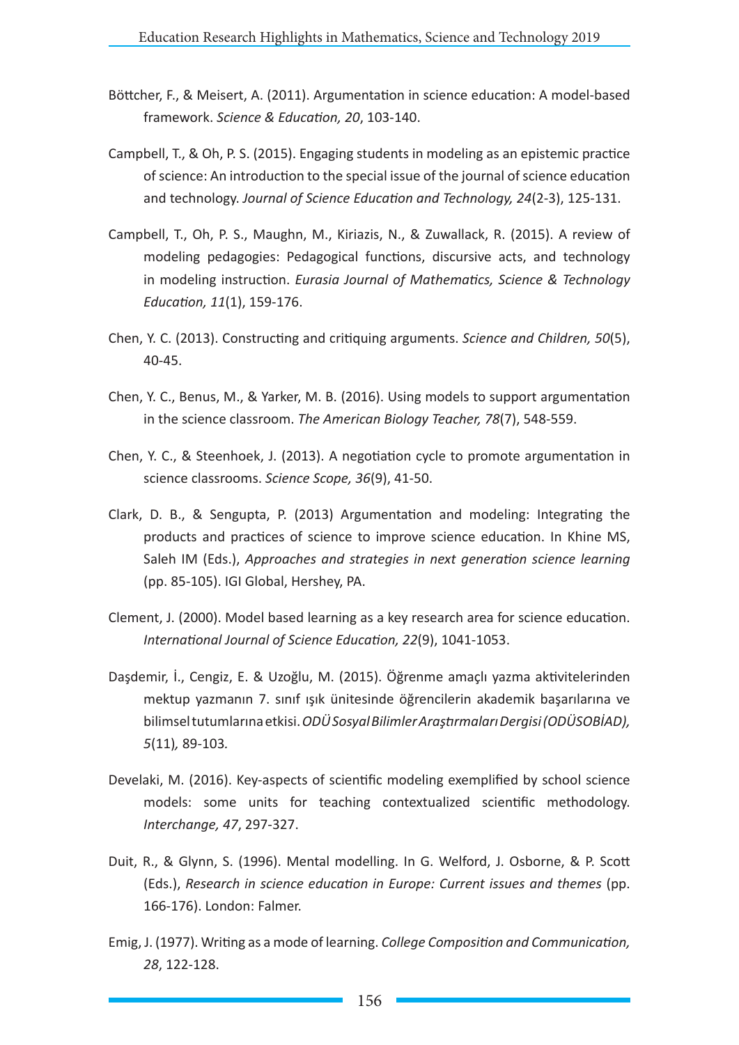Böttcher, F., & Meisert, A. (2011). Argumentation in science education: A model-based framework. *Science & Education, 20*, 103-140.

Campbell, T., & Oh, P. S. (2015). Engaging students in modeling as an epistemic practice of science: An introduction to the special issue of the journal of science education and technology. *Journal of Science Education and Technology, 24*(2-3), 125-131.

Campbell, T., Oh, P. S., Maughn, M., Kiriazis, N., & Zuwallack, R. (2015). A review of modeling pedagogies: Pedagogical functions, discursive acts, and technology in modeling instruction. *Eurasia Journal of Mathematics, Science & Technology Education, 11*(1), 159-176.

Chen, Y. C. (2013). Constructing and critiquing arguments. *Science and Children, 50*(5), 40-45.

Chen, Y. C., Benus, M., & Yarker, M. B. (2016). Using models to support argumentation in the science classroom. *The American Biology Teacher, 78*(7), 548-559.

Chen, Y. C., & Steenhoek, J. (2013). A negotiation cycle to promote argumentation in science classrooms. *Science Scope, 36*(9), 41-50.

Clark, D. B., & Sengupta, P. (2013) Argumentation and modeling: Integrating the products and practices of science to improve science education. In Khine MS, Saleh IM (Eds.), *Approaches and strategies in next generation science learning* (pp. 85-105). IGI Global, Hershey, PA.

Clement, J. (2000). Model based learning as a key research area for science education. *International Journal of Science Education, 22*(9), 1041-1053.

Daşdemir, İ., Cengiz, E. & Uzoğlu, M. (2015). Öğrenme amaçlı yazma aktivitelerinden mektup yazmanın 7. sınıf ışık ünitesinde öğrencilerin akademik başarılarına ve bilimsel tutumlarına etkisi. *ODÜ Sosyal Bilimler Araştırmaları Dergisi (ODÜSOBİAD), 5*(11)*,* 89-103*.*

Develaki, M. (2016). Key-aspects of scientific modeling exemplified by school science models: some units for teaching contextualized scientific methodology. *Interchange, 47*, 297-327.

Duit, R., & Glynn, S. (1996). Mental modelling. In G. Welford, J. Osborne, & P. Scott (Eds.), *Research in science education in Europe: Current issues and themes* (pp. 166-176). London: Falmer.

Emig, J. (1977). Writing as a mode of learning. *College Composition and Communication, 28*, 122-128.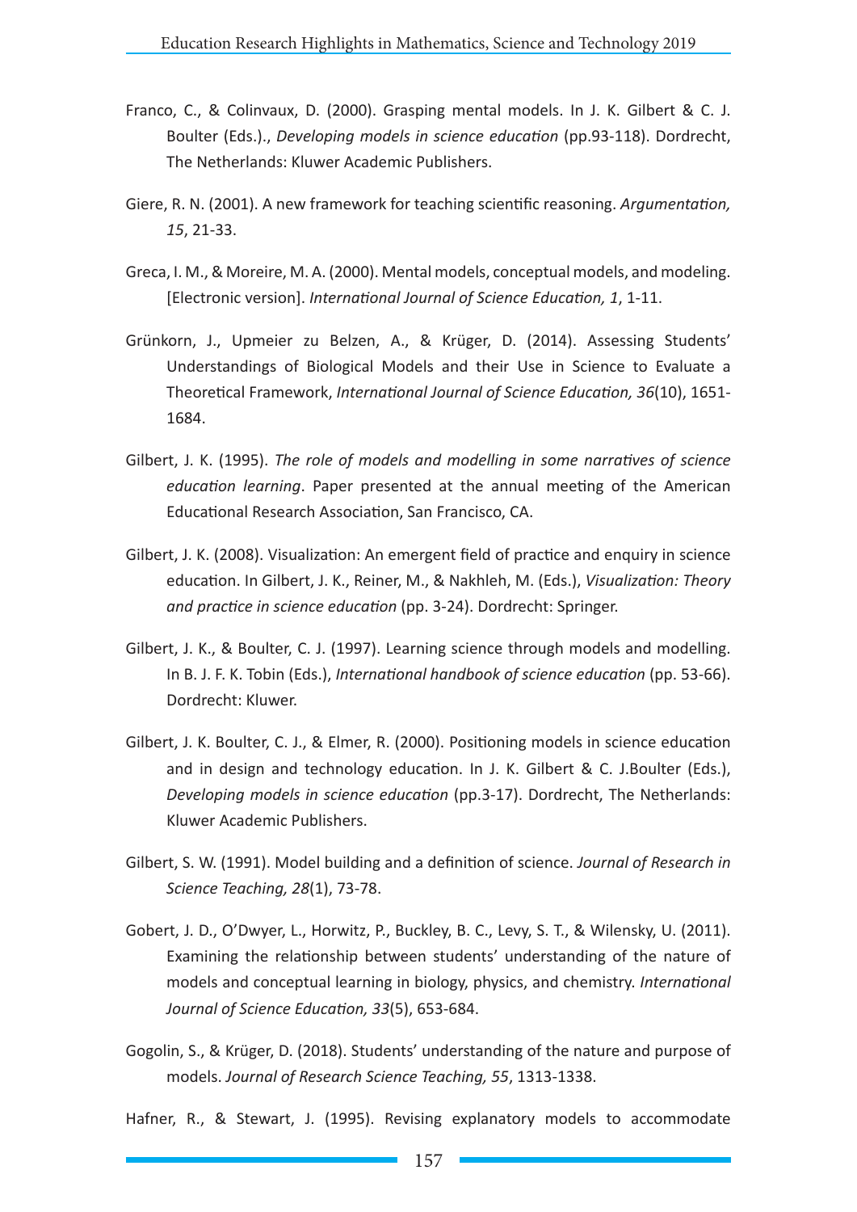Franco, C., & Colinvaux, D. (2000). Grasping mental models. In J. K. Gilbert & C. J. Boulter (Eds.)., *Developing models in science education* (pp.93-118). Dordrecht, The Netherlands: Kluwer Academic Publishers.

Giere, R. N. (2001). A new framework for teaching scientific reasoning. *Argumentation, 15*, 21-33.

Greca, I. M., & Moreire, M. A. (2000). Mental models, conceptual models, and modeling. [Electronic version]. *International Journal of Science Education, 1*, 1-11.

Grünkorn, J., Upmeier zu Belzen, A., & Krüger, D. (2014). Assessing Students' Understandings of Biological Models and their Use in Science to Evaluate a Theoretical Framework, *International Journal of Science Education, 36*(10), 1651-1684.

Gilbert, J. K. (1995). *The role of models and modelling in some narratives of science education learning*. Paper presented at the annual meeting of the American Educational Research Association, San Francisco, CA.

Gilbert, J. K. (2008). Visualization: An emergent field of practice and enquiry in science education. In Gilbert, J. K., Reiner, M., & Nakhleh, M. (Eds.), *Visualization: Theory and practice in science education* (pp. 3-24). Dordrecht: Springer.

Gilbert, J. K., & Boulter, C. J. (1997). Learning science through models and modelling. In B. J. F. K. Tobin (Eds.), *International handbook of science education* (pp. 53-66). Dordrecht: Kluwer.

Gilbert, J. K. Boulter, C. J., & Elmer, R. (2000). Positioning models in science education and in design and technology education. In J. K. Gilbert & C. J.Boulter (Eds.), *Developing models in science education* (pp.3-17). Dordrecht, The Netherlands: Kluwer Academic Publishers.

Gilbert, S. W. (1991). Model building and a definition of science. *Journal of Research in Science Teaching, 28*(1), 73-78.

Gobert, J. D., O'Dwyer, L., Horwitz, P., Buckley, B. C., Levy, S. T., & Wilensky, U. (2011). Examining the relationship between students' understanding of the nature of models and conceptual learning in biology, physics, and chemistry. *International Journal of Science Education, 33*(5), 653-684.

Gogolin, S., & Krüger, D. (2018). Students' understanding of the nature and purpose of models. *Journal of Research Science Teaching, 55*, 1313-1338.

Hafner, R., & Stewart, J. (1995). Revising explanatory models to accommodate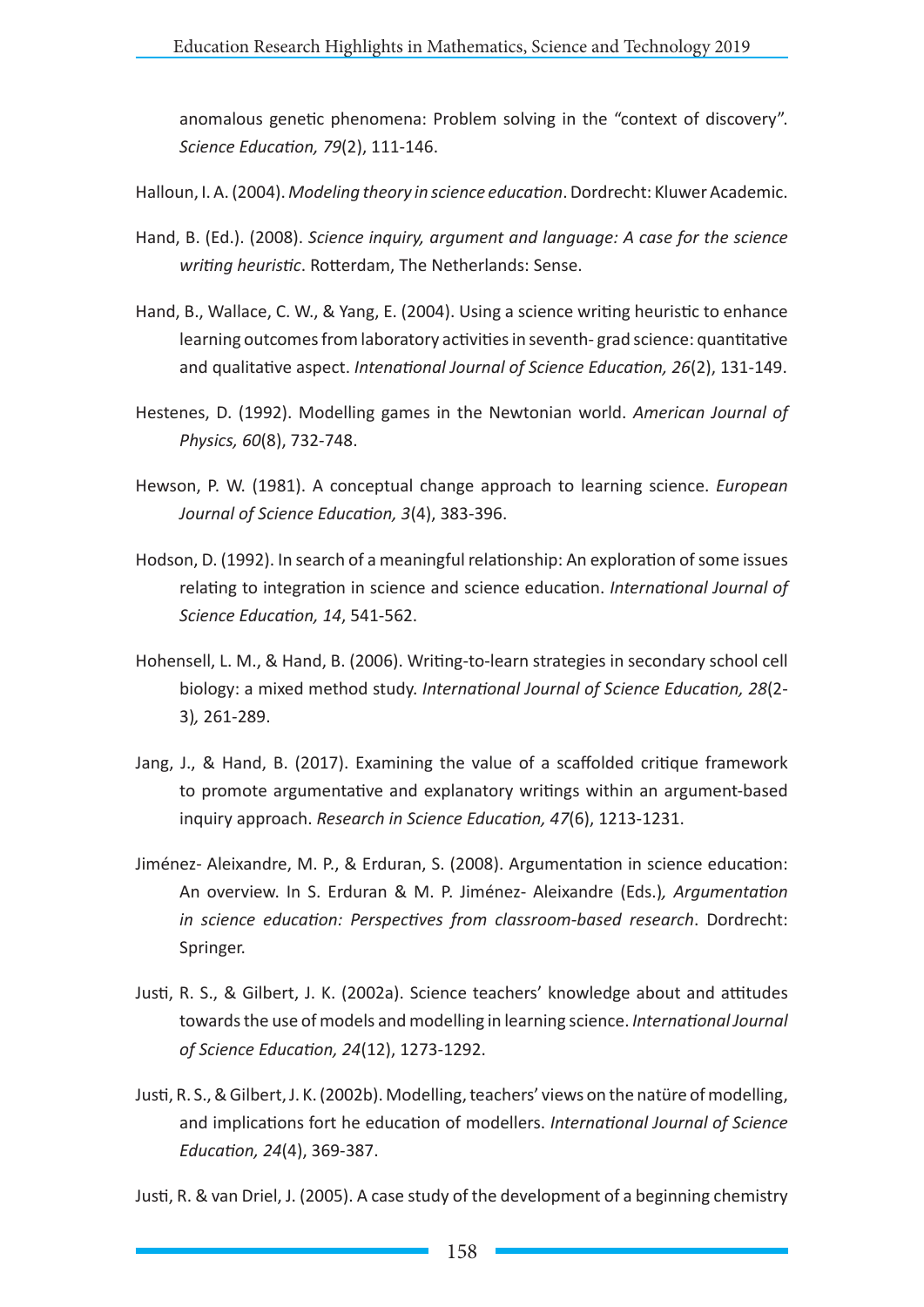anomalous genetic phenomena: Problem solving in the "context of discovery". *Science Education, 79*(2), 111-146.

Halloun, I. A. (2004). *Modeling theory in science education*. Dordrecht: Kluwer Academic.

Hand, B. (Ed.). (2008). *Science inquiry, argument and language: A case for the science writing heuristic*. Rotterdam, The Netherlands: Sense.

Hand, B., Wallace, C. W., & Yang, E. (2004). Using a science writing heuristic to enhance learning outcomes from laboratory activities in seventh- grad science: quantitative and qualitative aspect. *Intenational Journal of Science Education, 26*(2), 131-149.

Hestenes, D. (1992). Modelling games in the Newtonian world. *American Journal of Physics, 60*(8), 732-748.

Hewson, P. W. (1981). A conceptual change approach to learning science. *European Journal of Science Education, 3*(4), 383-396.

Hodson, D. (1992). In search of a meaningful relationship: An exploration of some issues relating to integration in science and science education. *International Journal of Science Education, 14*, 541-562.

Hohensell, L. M., & Hand, B. (2006). Writing-to-learn strategies in secondary school cell biology: a mixed method study. *International Journal of Science Education, 28*(2-3)*,* 261-289.

Jang, J., & Hand, B. (2017). Examining the value of a scaffolded critique framework to promote argumentative and explanatory writings within an argument-based inquiry approach. *Research in Science Education, 47*(6), 1213-1231.

Jiménez- Aleixandre, M. P., & Erduran, S. (2008). Argumentation in science education: An overview. In S. Erduran & M. P. Jiménez- Aleixandre (Eds.)*, Argumentation in science education: Perspectives from classroom-based research*. Dordrecht: Springer.

Justi, R. S., & Gilbert, J. K. (2002a). Science teachers' knowledge about and attitudes towards the use of models and modelling in learning science. *International Journal of Science Education, 24*(12), 1273-1292.

Justi, R. S., & Gilbert, J. K. (2002b). Modelling, teachers' views on the natüre of modelling, and implications fort he education of modellers. *International Journal of Science Education, 24*(4), 369-387.

Justi, R. & van Driel, J. (2005). A case study of the development of a beginning chemistry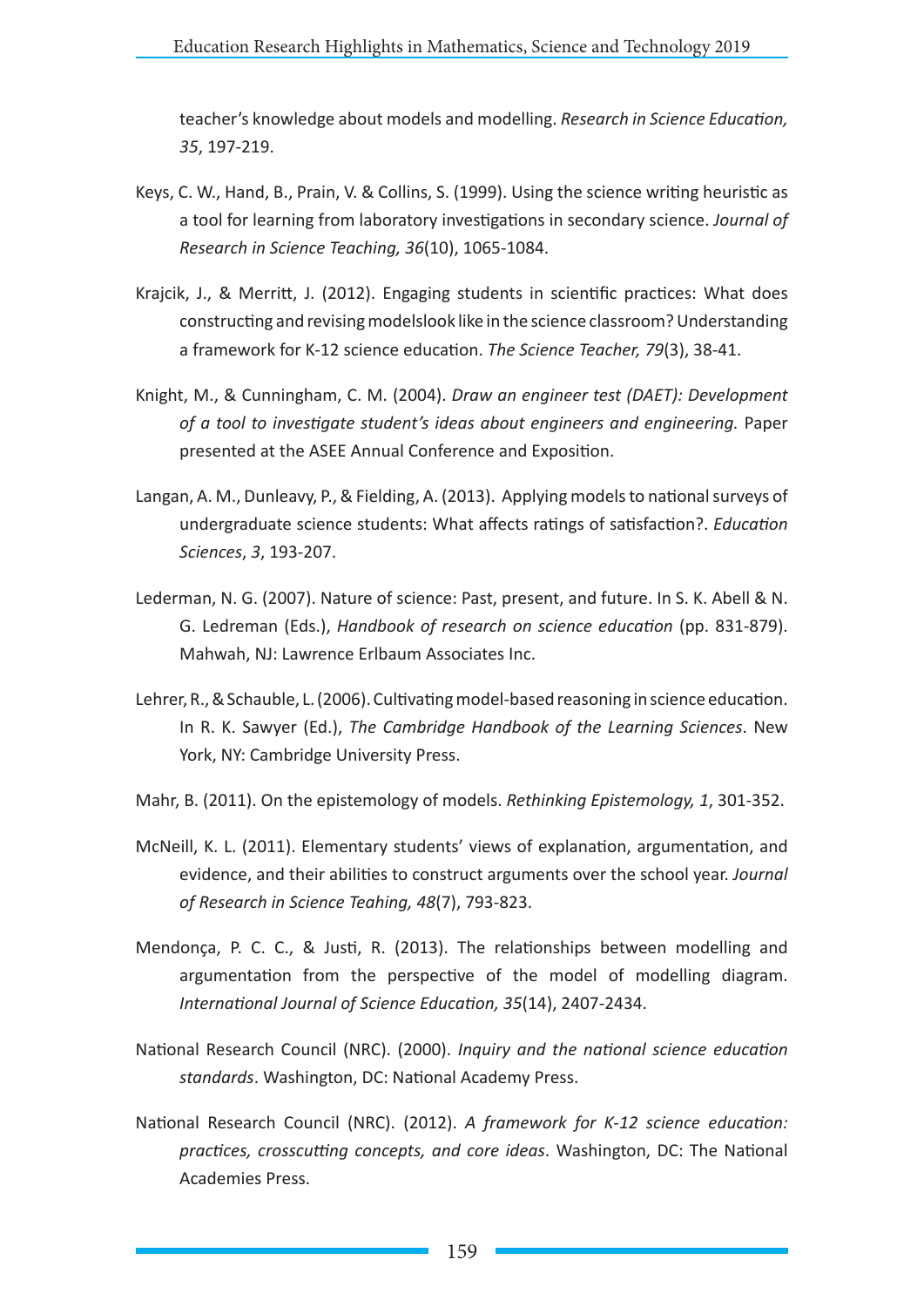teacher's knowledge about models and modelling. *Research in Science Education, 35*, 197-219.

Keys, C. W., Hand, B., Prain, V. & Collins, S. (1999). Using the science writing heuristic as a tool for learning from laboratory investigations in secondary science. *Journal of Research in Science Teaching, 36*(10), 1065-1084.

Krajcik, J., & Merritt, J. (2012). Engaging students in scientific practices: What does constructing and revising modelslook like in the science classroom? Understanding a framework for K-12 science education. *The Science Teacher, 79*(3), 38-41.

Knight, M., & Cunningham, C. M. (2004). *Draw an engineer test (DAET): Development of a tool to investigate student's ideas about engineers and engineering.* Paper presented at the ASEE Annual Conference and Exposition.

Langan, A. M., Dunleavy, P., & Fielding, A. (2013). Applying models to national surveys of undergraduate science students: What affects ratings of satisfaction?. *Education Sciences*, *3*, 193-207.

Lederman, N. G. (2007). Nature of science: Past, present, and future. In S. K. Abell & N. G. Ledreman (Eds.), *Handbook of research on science education* (pp. 831-879). Mahwah, NJ: Lawrence Erlbaum Associates Inc.

Lehrer, R., & Schauble, L. (2006). Cultivating model-based reasoning in science education. In R. K. Sawyer (Ed.), *The Cambridge Handbook of the Learning Sciences*. New York, NY: Cambridge University Press.

Mahr, B. (2011). On the epistemology of models. *Rethinking Epistemology, 1*, 301-352.

McNeill, K. L. (2011). Elementary students' views of explanation, argumentation, and evidence, and their abilities to construct arguments over the school year. *Journal of Research in Science Teahing, 48*(7), 793-823.

Mendonça, P. C. C., & Justi, R. (2013). The relationships between modelling and argumentation from the perspective of the model of modelling diagram. *International Journal of Science Education, 35*(14), 2407-2434.

National Research Council (NRC). (2000). *Inquiry and the national science education standards*. Washington, DC: National Academy Press.

National Research Council (NRC). (2012). *A framework for K-12 science education: practices, crosscutting concepts, and core ideas*. Washington, DC: The National Academies Press.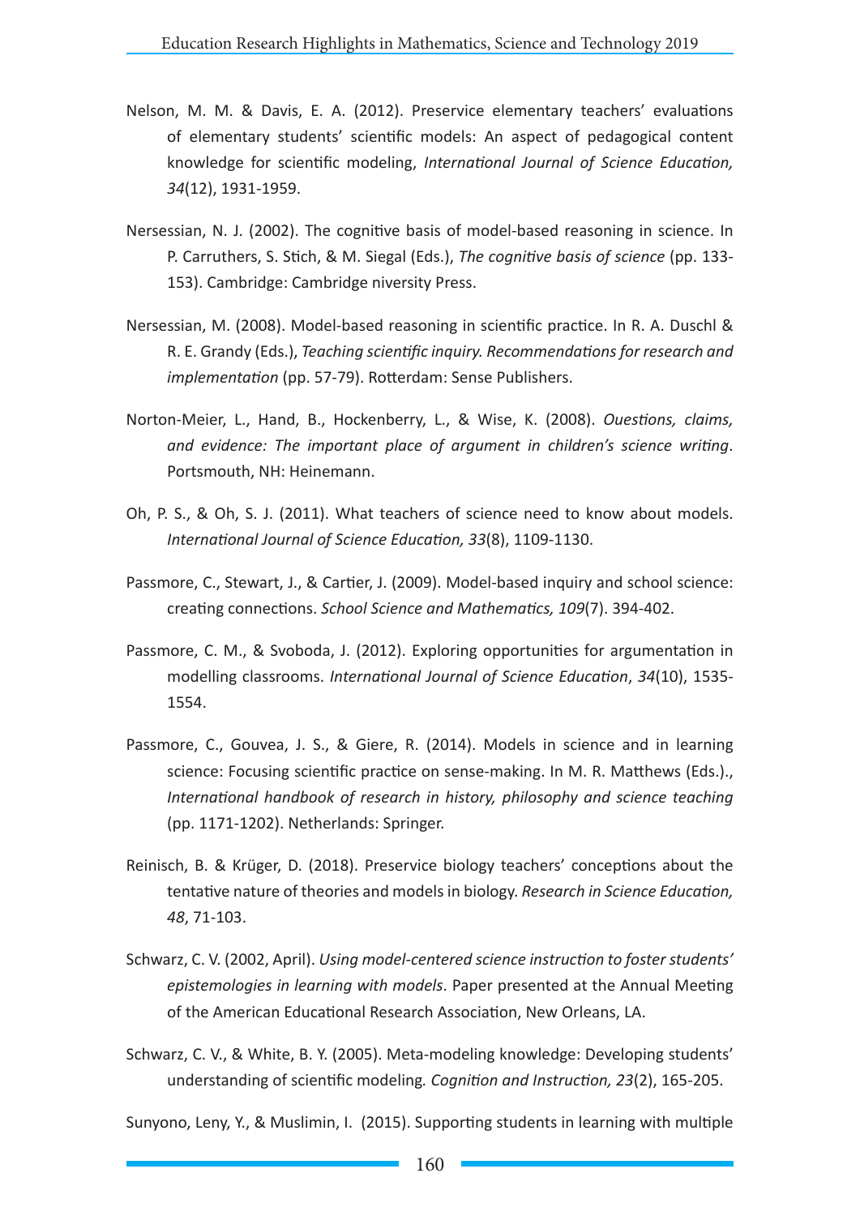Nelson, M. M. & Davis, E. A. (2012). Preservice elementary teachers' evaluations of elementary students' scientific models: An aspect of pedagogical content knowledge for scientific modeling, *International Journal of Science Education, 34*(12), 1931-1959.

Nersessian, N. J. (2002). The cognitive basis of model-based reasoning in science. In P. Carruthers, S. Stich, & M. Siegal (Eds.), *The cognitive basis of science* (pp. 133-153). Cambridge: Cambridge niversity Press.

Nersessian, M. (2008). Model-based reasoning in scientific practice. In R. A. Duschl & R. E. Grandy (Eds.), *Teaching scientific inquiry. Recommendations for research and implementation* (pp. 57-79). Rotterdam: Sense Publishers.

Norton-Meier, L., Hand, B., Hockenberry, L., & Wise, K. (2008). *Ouestions, claims, and evidence: The important place of argument in children's science writing*. Portsmouth, NH: Heinemann.

Oh, P. S., & Oh, S. J. (2011). What teachers of science need to know about models. *International Journal of Science Education, 33*(8), 1109-1130.

Passmore, C., Stewart, J., & Cartier, J. (2009). Model-based inquiry and school science: creating connections. *School Science and Mathematics, 109*(7). 394-402.

Passmore, C. M., & Svoboda, J. (2012). Exploring opportunities for argumentation in modelling classrooms. *International Journal of Science Education*, *34*(10), 1535-1554.

Passmore, C., Gouvea, J. S., & Giere, R. (2014). Models in science and in learning science: Focusing scientific practice on sense-making. In M. R. Matthews (Eds.)., *International handbook of research in history, philosophy and science teaching* (pp. 1171-1202). Netherlands: Springer.

Reinisch, B. & Krüger, D. (2018). Preservice biology teachers' conceptions about the tentative nature of theories and models in biology. *Research in Science Education, 48*, 71-103.

Schwarz, C. V. (2002, April). *Using model-centered science instruction to foster students' epistemologies in learning with models*. Paper presented at the Annual Meeting of the American Educational Research Association, New Orleans, LA.

Schwarz, C. V., & White, B. Y. (2005). Meta-modeling knowledge: Developing students' understanding of scientific modeling. *Cognition and Instruction, 23*(2), 165-205.

Sunyono, Leny, Y., & Muslimin, I. (2015). Supporting students in learning with multiple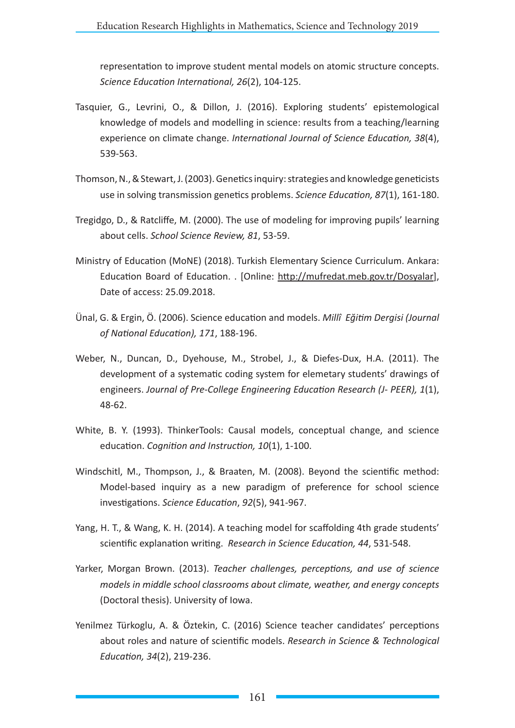representation to improve student mental models on atomic structure concepts. *Science Education International, 26*(2), 104-125.

Tasquier, G., Levrini, O., & Dillon, J. (2016). Exploring students' epistemological knowledge of models and modelling in science: results from a teaching/learning experience on climate change. *International Journal of Science Education, 38*(4), 539-563.

Thomson, N., & Stewart, J. (2003). Genetics inquiry: strategies and knowledge geneticists use in solving transmission genetics problems. *Science Education, 87*(1), 161-180.

Tregidgo, D., & Ratcliffe, M. (2000). The use of modeling for improving pupils' learning about cells. *School Science Review, 81*, 53-59.

Ministry of Education (MoNE) (2018). Turkish Elementary Science Curriculum. Ankara: Education Board of Education. . [Online: http://mufredat.meb.gov.tr/Dosyalar], Date of access: 25.09.2018.

Ünal, G. & Ergin, Ö. (2006). Science education and models. *Millî Eğitim Dergisi (Journal of National Education), 171*, 188-196.

Weber, N., Duncan, D., Dyehouse, M., Strobel, J., & Diefes-Dux, H.A. (2011). The development of a systematic coding system for elemetary students' drawings of engineers. *Journal of Pre-College Engineering Education Research (J- PEER), 1*(1), 48-62.

White, B. Y. (1993). ThinkerTools: Causal models, conceptual change, and science education. *Cognition and Instruction, 10*(1), 1-100.

Windschitl, M., Thompson, J., & Braaten, M. (2008). Beyond the scientific method: Model-based inquiry as a new paradigm of preference for school science investigations. *Science Education*, *92*(5), 941-967.

Yang, H. T., & Wang, K. H. (2014). A teaching model for scaffolding 4th grade students' scientific explanation writing. *Research in Science Education, 44*, 531-548.

Yarker, Morgan Brown. (2013). *Teacher challenges, perceptions, and use of science models in middle school classrooms about climate, weather, and energy concepts* (Doctoral thesis). University of Iowa.

Yenilmez Türkoglu, A. & Öztekin, C. (2016) Science teacher candidates' perceptions about roles and nature of scientific models. *Research in Science & Technological Education, 34*(2), 219-236.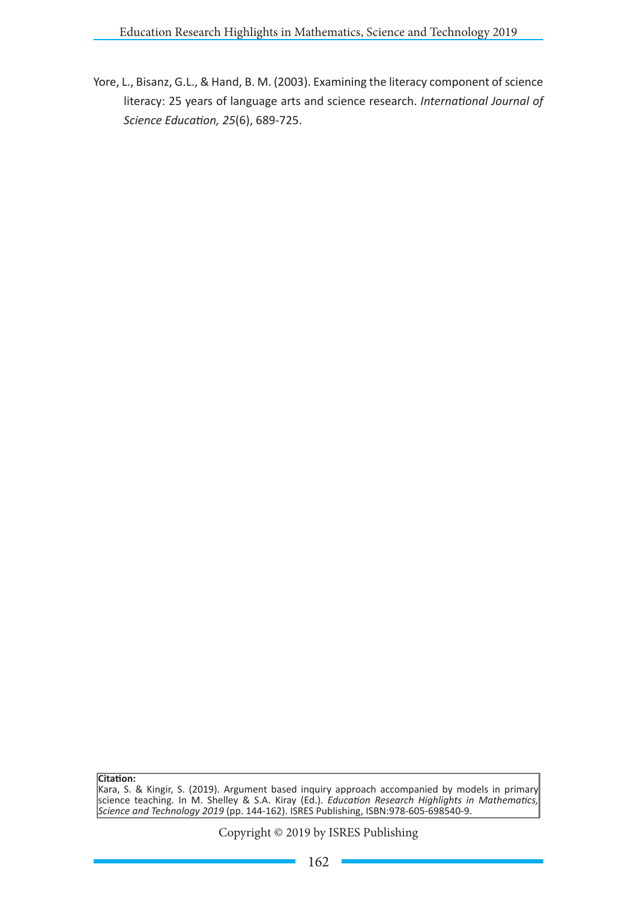Yore, L., Bisanz, G.L., & Hand, B. M. (2003). Examining the literacy component of science literacy: 25 years of language arts and science research. *International Journal of Science Education, 25*(6), 689-725.

**Citation:**
Kara, S. & Kingir, S. (2019). Argument based inquiry approach accompanied by models in primary science teaching. In M. Shelley & S.A. Kiray (Ed.). *Education Research Highlights in Mathematics, Science and Technology 2019* (pp. 144-162). ISRES Publishing, ISBN:978-605-698540-9.

Copyright © 2019 by ISRES Publishing